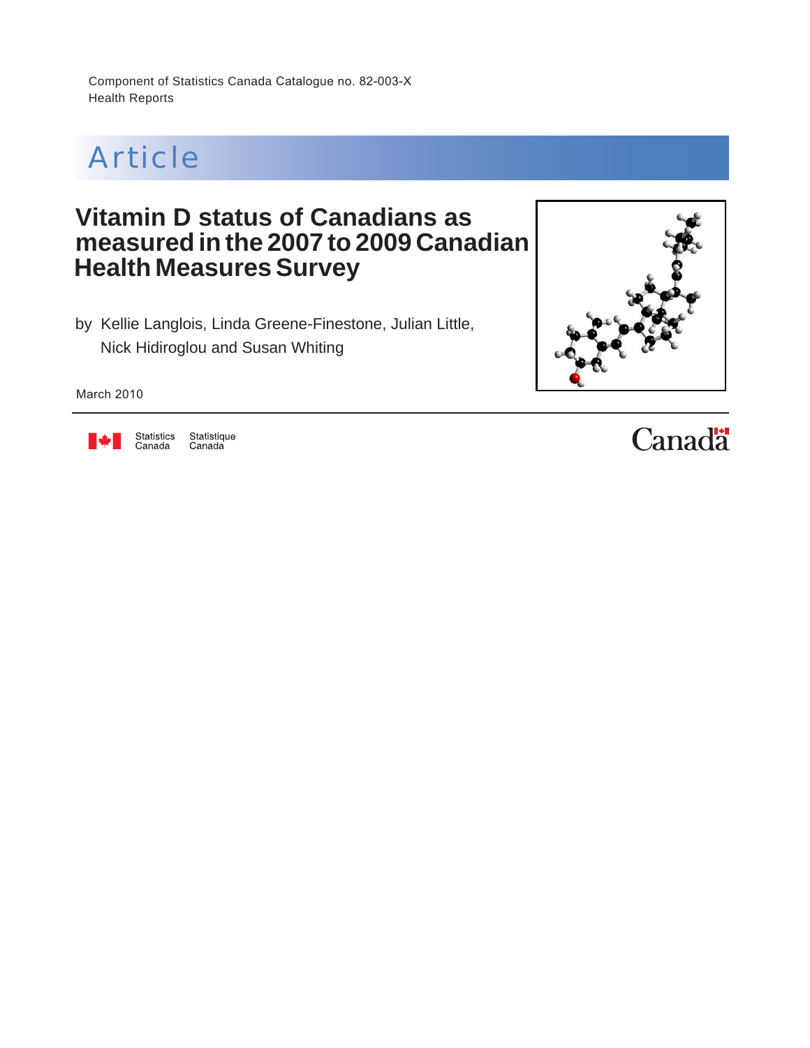Component of Statistics Canada Catalogue no. 82-003-X
Health Reports

# Article

# Vitamin D status of Canadians as measured in the 2007 to 2009 Canadian Health Measures Survey

by Kellie Langlois, Linda Greene-Finestone, Julian Little, Nick Hidiroglou and Susan Whiting

March 2010

Statistics Canada Statistique Canada

Canada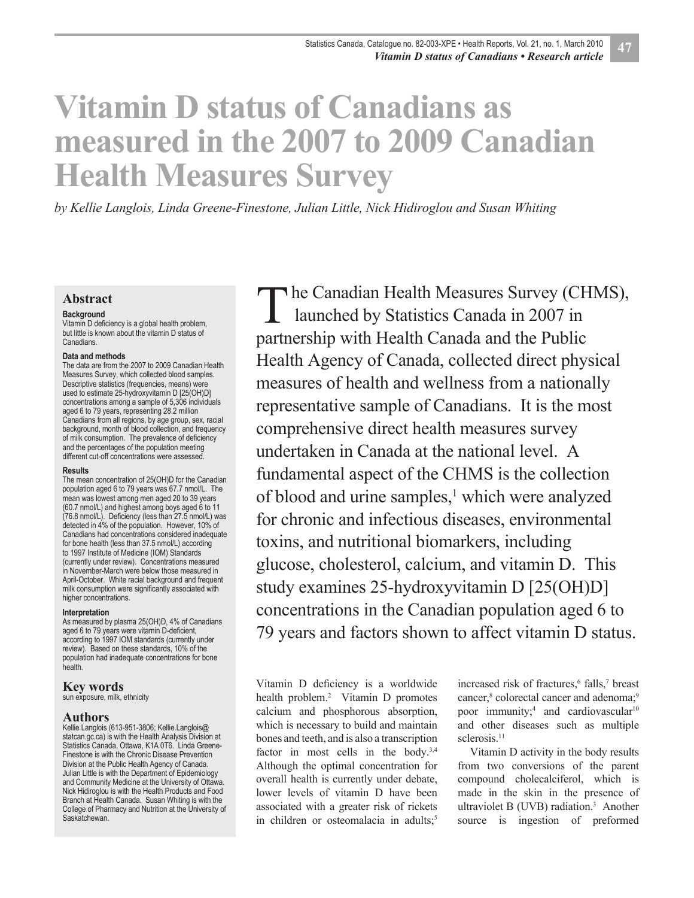# Vitamin D status of Canadians as measured in the 2007 to 2009 Canadian Health Measures Survey

*by Kellie Langlois, Linda Greene-Finestone, Julian Little, Nick Hidiroglou and Susan Whiting*

## Abstract

**Background**

Vitamin D deficiency is a global health problem, but little is known about the vitamin D status of Canadians.

**Data and methods**

The data are from the 2007 to 2009 Canadian Health Measures Survey, which collected blood samples. Descriptive statistics (frequencies, means) were used to estimate 25-hydroxyvitamin D [25(OH)D] concentrations among a sample of 5,306 individuals aged 6 to 79 years, representing 28.2 million Canadians from all regions, by age group, sex, racial background, month of blood collection, and frequency of milk consumption. The prevalence of deficiency and the percentages of the population meeting different cut-off concentrations were assessed.

**Results**

The mean concentration of 25(OH)D for the Canadian population aged 6 to 79 years was 67.7 nmol/L. The mean was lowest among men aged 20 to 39 years (60.7 nmol/L) and highest among boys aged 6 to 11 (76.8 nmol/L). Deficiency (less than 27.5 nmol/L) was detected in 4% of the population. However, 10% of Canadians had concentrations considered inadequate for bone health (less than 37.5 nmol/L) according to 1997 Institute of Medicine (IOM) Standards (currently under review). Concentrations measured in November-March were below those measured in April-October. White racial background and frequent milk consumption were significantly associated with higher concentrations.

**Interpretation**

As measured by plasma 25(OH)D, 4% of Canadians aged 6 to 79 years were vitamin D-deficient, according to 1997 IOM standards (currently under review). Based on these standards, 10% of the population had inadequate concentrations for bone health.

## Key words

sun exposure, milk, ethnicity

## Authors

Kellie Langlois (613-951-3806; Kellie.Langlois@statcan.gc.ca) is with the Health Analysis Division at Statistics Canada, Ottawa, K1A 0T6. Linda Greene-Finestone is with the Chronic Disease Prevention Division at the Public Health Agency of Canada. Julian Little is with the Department of Epidemiology and Community Medicine at the University of Ottawa. Nick Hidiroglou is with the Health Products and Food Branch at Health Canada. Susan Whiting is with the College of Pharmacy and Nutrition at the University of Saskatchewan.

The Canadian Health Measures Survey (CHMS), launched by Statistics Canada in 2007 in partnership with Health Canada and the Public Health Agency of Canada, collected direct physical measures of health and wellness from a nationally representative sample of Canadians. It is the most comprehensive direct health measures survey undertaken in Canada at the national level. A fundamental aspect of the CHMS is the collection of blood and urine samples,[1] which were analyzed for chronic and infectious diseases, environmental toxins, and nutritional biomarkers, including glucose, cholesterol, calcium, and vitamin D. This study examines 25-hydroxyvitamin D [25(OH)D] concentrations in the Canadian population aged 6 to 79 years and factors shown to affect vitamin D status.

Vitamin D deficiency is a worldwide health problem.[2] Vitamin D promotes calcium and phosphorous absorption, which is necessary to build and maintain bones and teeth, and is also a transcription factor in most cells in the body.[3,4] Although the optimal concentration for overall health is currently under debate, lower levels of vitamin D have been associated with a greater risk of rickets in children or osteomalacia in adults;[5] increased risk of fractures,[6] falls,[7] breast cancer,[8] colorectal cancer and adenoma;[9] poor immunity;[4] and cardiovascular[10] and other diseases such as multiple sclerosis.[11]

Vitamin D activity in the body results from two conversions of the parent compound cholecalciferol, which is made in the skin in the presence of ultraviolet B (UVB) radiation.[3] Another source is ingestion of preformed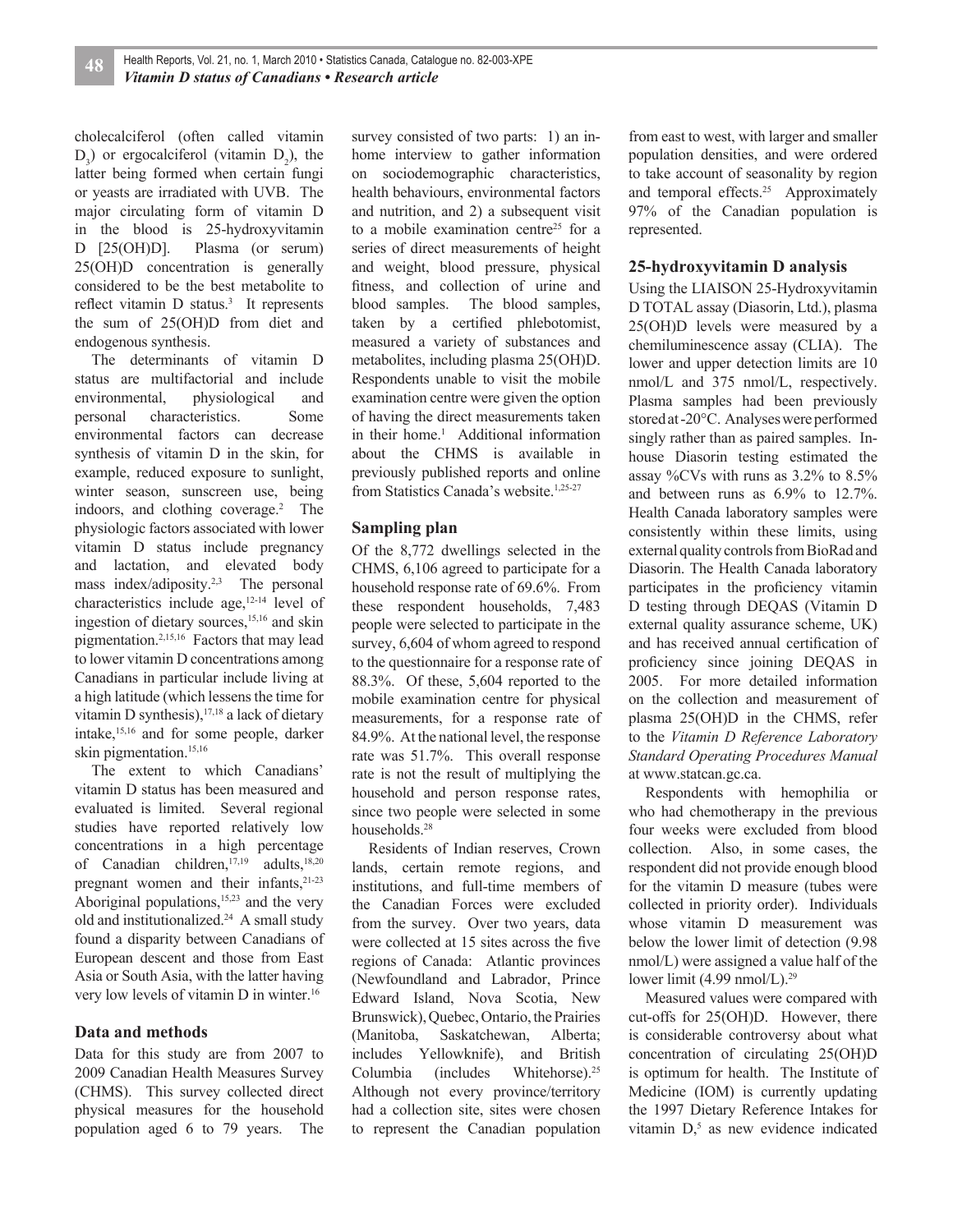cholecalciferol (often called vitamin $D_3$) or ergocalciferol (vitamin $D_2$), the latter being formed when certain fungi or yeasts are irradiated with UVB. The major circulating form of vitamin D in the blood is 25-hydroxyvitamin D [25(OH)D]. Plasma (or serum) 25(OH)D concentration is generally considered to be the best metabolite to reflect vitamin D status.[3] It represents the sum of 25(OH)D from diet and endogenous synthesis.

The determinants of vitamin D status are multifactorial and include environmental, physiological and personal characteristics. Some environmental factors can decrease synthesis of vitamin D in the skin, for example, reduced exposure to sunlight, winter season, sunscreen use, being indoors, and clothing coverage.[2] The physiologic factors associated with lower vitamin D status include pregnancy and lactation, and elevated body mass index/adiposity.[2,3] The personal characteristics include age,[12-14] level of ingestion of dietary sources,[15,16] and skin pigmentation.[2,15,16] Factors that may lead to lower vitamin D concentrations among Canadians in particular include living at a high latitude (which lessens the time for vitamin D synthesis),[17,18] a lack of dietary intake,[15,16] and for some people, darker skin pigmentation.[15,16]

The extent to which Canadians' vitamin D status has been measured and evaluated is limited. Several regional studies have reported relatively low concentrations in a high percentage of Canadian children,[17,19] adults,[18,20] pregnant women and their infants,[21-23] Aboriginal populations,[15,23] and the very old and institutionalized.[24] A small study found a disparity between Canadians of European descent and those from East Asia or South Asia, with the latter having very low levels of vitamin D in winter.[16]

## Data and methods

Data for this study are from 2007 to 2009 Canadian Health Measures Survey (CHMS). This survey collected direct physical measures for the household population aged 6 to 79 years. The survey consisted of two parts: 1) an in-home interview to gather information on sociodemographic characteristics, health behaviours, environmental factors and nutrition, and 2) a subsequent visit to a mobile examination centre[25] for a series of direct measurements of height and weight, blood pressure, physical fitness, and collection of urine and blood samples. The blood samples, taken by a certified phlebotomist, measured a variety of substances and metabolites, including plasma 25(OH)D. Respondents unable to visit the mobile examination centre were given the option of having the direct measurements taken in their home.[1] Additional information about the CHMS is available in previously published reports and online from Statistics Canada's website.[1,25-27]

### Sampling plan

Of the 8,772 dwellings selected in the CHMS, 6,106 agreed to participate for a household response rate of 69.6%. From these respondent households, 7,483 people were selected to participate in the survey, 6,604 of whom agreed to respond to the questionnaire for a response rate of 88.3%. Of these, 5,604 reported to the mobile examination centre for physical measurements, for a response rate of 84.9%. At the national level, the response rate was 51.7%. This overall response rate is not the result of multiplying the household and person response rates, since two people were selected in some households.[28]

Residents of Indian reserves, Crown lands, certain remote regions, and institutions, and full-time members of the Canadian Forces were excluded from the survey. Over two years, data were collected at 15 sites across the five regions of Canada: Atlantic provinces (Newfoundland and Labrador, Prince Edward Island, Nova Scotia, New Brunswick), Quebec, Ontario, the Prairies (Manitoba, Saskatchewan, Alberta; includes Yellowknife), and British Columbia (includes Whitehorse).[25] Although not every province/territory had a collection site, sites were chosen to represent the Canadian population from east to west, with larger and smaller population densities, and were ordered to take account of seasonality by region and temporal effects.[25] Approximately 97% of the Canadian population is represented.

### 25-hydroxyvitamin D analysis

Using the LIAISON 25-Hydroxyvitamin D TOTAL assay (Diasorin, Ltd.), plasma 25(OH)D levels were measured by a chemiluminescence assay (CLIA). The lower and upper detection limits are 10 nmol/L and 375 nmol/L, respectively. Plasma samples had been previously stored at -20°C. Analyses were performed singly rather than as paired samples. In-house Diasorin testing estimated the assay %CVs with runs as 3.2% to 8.5% and between runs as 6.9% to 12.7%. Health Canada laboratory samples were consistently within these limits, using external quality controls from BioRad and Diasorin. The Health Canada laboratory participates in the proficiency vitamin D testing through DEQAS (Vitamin D external quality assurance scheme, UK) and has received annual certification of proficiency since joining DEQAS in 2005. For more detailed information on the collection and measurement of plasma 25(OH)D in the CHMS, refer to the *Vitamin D Reference Laboratory Standard Operating Procedures Manual* at www.statcan.gc.ca.

Respondents with hemophilia or who had chemotherapy in the previous four weeks were excluded from blood collection. Also, in some cases, the respondent did not provide enough blood for the vitamin D measure (tubes were collected in priority order). Individuals whose vitamin D measurement was below the lower limit of detection (9.98 nmol/L) were assigned a value half of the lower limit (4.99 nmol/L).[29]

Measured values were compared with cut-offs for 25(OH)D. However, there is considerable controversy about what concentration of circulating 25(OH)D is optimum for health. The Institute of Medicine (IOM) is currently updating the 1997 Dietary Reference Intakes for vitamin D,[5] as new evidence indicated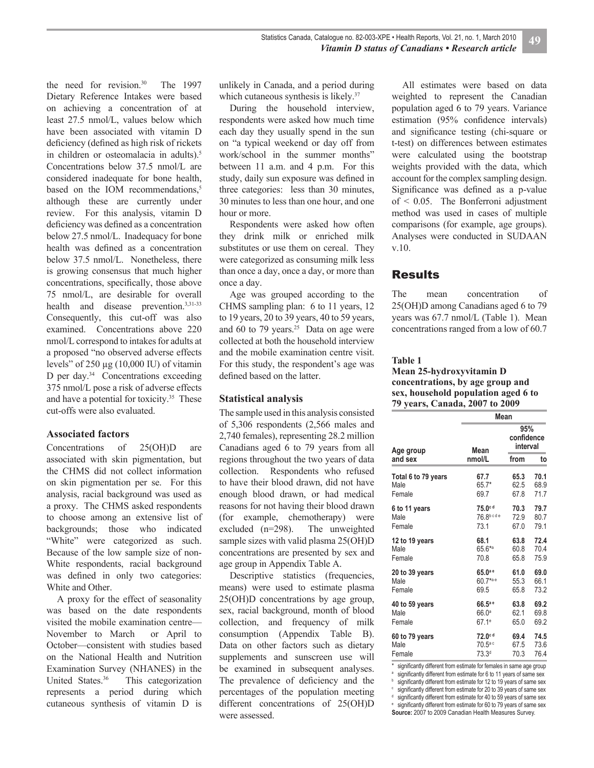the need for revision.[30] The 1997 Dietary Reference Intakes were based on achieving a concentration of at least 27.5 nmol/L, values below which have been associated with vitamin D deficiency (defined as high risk of rickets in children or osteomalacia in adults).[5] Concentrations below 37.5 nmol/L are considered inadequate for bone health, based on the IOM recommendations,[5] although these are currently under review. For this analysis, vitamin D deficiency was defined as a concentration below 27.5 nmol/L. Inadequacy for bone health was defined as a concentration below 37.5 nmol/L. Nonetheless, there is growing consensus that much higher concentrations, specifically, those above 75 nmol/L, are desirable for overall health and disease prevention.[3,31-33] Consequently, this cut-off was also examined. Concentrations above 220 nmol/L correspond to intakes for adults at a proposed "no observed adverse effects levels" of 250 µg (10,000 IU) of vitamin D per day.[34] Concentrations exceeding 375 nmol/L pose a risk of adverse effects and have a potential for toxicity.[35] These cut-offs were also evaluated.

### Associated factors

Concentrations of 25(OH)D are associated with skin pigmentation, but the CHMS did not collect information on skin pigmentation per se. For this analysis, racial background was used as a proxy. The CHMS asked respondents to choose among an extensive list of backgrounds; those who indicated "White" were categorized as such. Because of the low sample size of non-White respondents, racial background was defined in only two categories: White and Other.

A proxy for the effect of seasonality was based on the date respondents visited the mobile examination centre—November to March or April to October—consistent with studies based on the National Health and Nutrition Examination Survey (NHANES) in the United States.[36] This categorization represents a period during which cutaneous synthesis of vitamin D is unlikely in Canada, and a period during which cutaneous synthesis is likely.[37]

During the household interview, respondents were asked how much time each day they usually spend in the sun on "a typical weekend or day off from work/school in the summer months" between 11 a.m. and 4 p.m. For this study, daily sun exposure was defined in three categories: less than 30 minutes, 30 minutes to less than one hour, and one hour or more.

Respondents were asked how often they drink milk or enriched milk substitutes or use them on cereal. They were categorized as consuming milk less than once a day, once a day, or more than once a day.

Age was grouped according to the CHMS sampling plan: 6 to 11 years, 12 to 19 years, 20 to 39 years, 40 to 59 years, and 60 to 79 years.[25] Data on age were collected at both the household interview and the mobile examination centre visit. For this study, the respondent's age was defined based on the latter.

### Statistical analysis

The sample used in this analysis consisted of 5,306 respondents (2,566 males and 2,740 females), representing 28.2 million Canadians aged 6 to 79 years from all regions throughout the two years of data collection. Respondents who refused to have their blood drawn, did not have enough blood drawn, or had medical reasons for not having their blood drawn (for example, chemotherapy) were excluded (n=298). The unweighted sample sizes with valid plasma 25(OH)D concentrations are presented by sex and age group in Appendix Table A.

Descriptive statistics (frequencies, means) were used to estimate plasma 25(OH)D concentrations by age group, sex, racial background, month of blood collection, and frequency of milk consumption (Appendix Table B). Data on other factors such as dietary supplements and sunscreen use will be examined in subsequent analyses. The prevalence of deficiency and the percentages of the population meeting different concentrations of 25(OH)D were assessed.

All estimates were based on data weighted to represent the Canadian population aged 6 to 79 years. Variance estimation (95% confidence intervals) and significance testing (chi-square or t-test) on differences between estimates were calculated using the bootstrap weights provided with the data, which account for the complex sampling design. Significance was defined as a p-value of $< 0.05$. The Bonferroni adjustment method was used in cases of multiple comparisons (for example, age groups). Analyses were conducted in SUDAAN v.10.

## Results

The mean concentration of 25(OH)D among Canadians aged 6 to 79 years was 67.7 nmol/L (Table 1). Mean concentrations ranged from a low of 60.7

**Table 1**
**Mean 25-hydroxyvitamin D concentrations, by age group and sex, household population aged 6 to 79 years, Canada, 2007 to 2009**

| Age group and sex | Mean | | |
|---|---|---|---|
| | Mean nmol/L | 95% confidence interval from | 95% confidence interval to |
| **Total 6 to 79 years** | **67.7** | **65.3** | **70.1** |
| Male | 65.7* | 62.5 | 68.9 |
| Female | 69.7 | 67.8 | 71.7 |
| **6 to 11 years** | **75.0**[c d] | **70.3** | **79.7** |
| Male | 76.8[b c d e] | 72.9 | 80.7 |
| Female | 73.1 | 67.0 | 79.1 |
| **12 to 19 years** | **68.1** | **63.8** | **72.4** |
| Male | 65.6*[a] | 60.8 | 70.4 |
| Female | 70.8 | 65.8 | 75.9 |
| **20 to 39 years** | **65.0**[a e] | **61.0** | **69.0** |
| Male | 60.7*[a e] | 55.3 | 66.1 |
| Female | 69.5 | 65.8 | 73.2 |
| **40 to 59 years** | **66.5**[a e] | **63.8** | **69.2** |
| Male | 66.0[a] | 62.1 | 69.8 |
| Female | 67.1[e] | 65.0 | 69.2 |
| **60 to 79 years** | **72.0**[c d] | **69.4** | **74.5** |
| Male | 70.5[a c] | 67.5 | 73.6 |
| Female | 73.3[d] | 70.3 | 76.4 |

\* significantly different from estimate for females in same age group
[a] significantly different from estimate for 6 to 11 years of same sex
[b] significantly different from estimate for 12 to 19 years of same sex
[c] significantly different from estimate for 20 to 39 years of same sex
[d] significantly different from estimate for 40 to 59 years of same sex
[e] significantly different from estimate for 60 to 79 years of same sex
**Source:** 2007 to 2009 Canadian Health Measures Survey.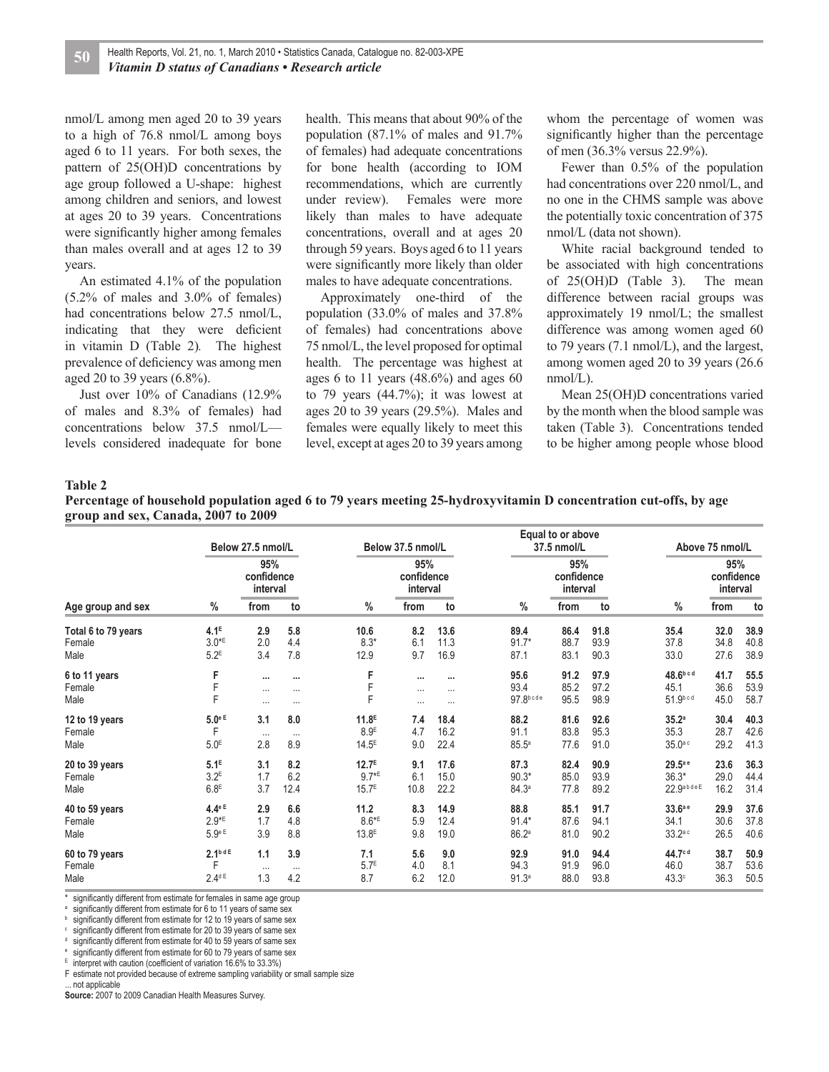nmol/L among men aged 20 to 39 years to a high of 76.8 nmol/L among boys aged 6 to 11 years. For both sexes, the pattern of 25(OH)D concentrations by age group followed a U-shape: highest among children and seniors, and lowest at ages 20 to 39 years. Concentrations were significantly higher among females than males overall and at ages 12 to 39 years.

An estimated 4.1% of the population (5.2% of males and 3.0% of females) had concentrations below 27.5 nmol/L, indicating that they were deficient in vitamin D (Table 2). The highest prevalence of deficiency was among men aged 20 to 39 years (6.8%).

Just over 10% of Canadians (12.9% of males and 8.3% of females) had concentrations below 37.5 nmol/L—levels considered inadequate for bone health. This means that about 90% of the population (87.1% of males and 91.7% of females) had adequate concentrations for bone health (according to IOM recommendations, which are currently under review). Females were more likely than males to have adequate concentrations, overall and at ages 20 through 59 years. Boys aged 6 to 11 years were significantly more likely than older males to have adequate concentrations.

Approximately one-third of the population (33.0% of males and 37.8% of females) had concentrations above 75 nmol/L, the level proposed for optimal health. The percentage was highest at ages 6 to 11 years (48.6%) and ages 60 to 79 years (44.7%); it was lowest at ages 20 to 39 years (29.5%). Males and females were equally likely to meet this level, except at ages 20 to 39 years among whom the percentage of women was significantly higher than the percentage of men (36.3% versus 22.9%).

Fewer than 0.5% of the population had concentrations over 220 nmol/L, and no one in the CHMS sample was above the potentially toxic concentration of 375 nmol/L (data not shown).

White racial background tended to be associated with high concentrations of 25(OH)D (Table 3). The mean difference between racial groups was approximately 19 nmol/L; the smallest difference was among women aged 60 to 79 years (7.1 nmol/L), and the largest, among women aged 20 to 39 years (26.6 nmol/L).

Mean 25(OH)D concentrations varied by the month when the blood sample was taken (Table 3). Concentrations tended to be higher among people whose blood

**Table 2**
**Percentage of household population aged 6 to 79 years meeting 25-hydroxyvitamin D concentration cut-offs, by age group and sex, Canada, 2007 to 2009**

| Age group and sex | Below 27.5 nmol/L | | | Below 37.5 nmol/L | | | Equal to or above 37.5 nmol/L | | | Above 75 nmol/L | | |
|---|---|---|---|---|---|---|---|---|---|---|---|---|
| | % | 95% confidence interval | | % | 95% confidence interval | | % | 95% confidence interval | | % | 95% confidence interval | |
| | | from | to | | from | to | | from | to | | from | to |
| **Total 6 to 79 years** | **4.1[E]** | **2.9** | **5.8** | **10.6** | **8.2** | **13.6** | **89.4** | **86.4** | **91.8** | **35.4** | **32.0** | **38.9** |
| Female | 3.0*[E] | 2.0 | 4.4 | 8.3* | 6.1 | 11.3 | 91.7* | 88.7 | 93.9 | 37.8 | 34.8 | 40.8 |
| Male | 5.2[E] | 3.4 | 7.8 | 12.9 | 9.7 | 16.9 | 87.1 | 83.1 | 90.3 | 33.0 | 27.6 | 38.9 |
| **6 to 11 years** | **F** | **...** | **...** | **F** | **...** | **...** | **95.6** | **91.2** | **97.9** | **48.6[bcd]** | **41.7** | **55.5** |
| Female | F | ... | ... | F | ... | ... | 93.4 | 85.2 | 97.2 | 45.1 | 36.6 | 53.9 |
| Male | F | ... | ... | F | ... | ... | 97.8[bcde] | 95.5 | 98.9 | 51.9[bcd] | 45.0 | 58.7 |
| **12 to 19 years** | **5.0[e E]** | **3.1** | **8.0** | **11.8[E]** | **7.4** | **18.4** | **88.2** | **81.6** | **92.6** | **35.2[a]** | **30.4** | **40.3** |
| Female | F | ... | ... | 8.9[E] | 4.7 | 16.2 | 91.1 | 83.8 | 95.3 | 35.3 | 28.7 | 42.6 |
| Male | 5.0[E] | 2.8 | 8.9 | 14.5[E] | 9.0 | 22.4 | 85.5[a] | 77.6 | 91.0 | 35.0[ac] | 29.2 | 41.3 |
| **20 to 39 years** | **5.1[E]** | **3.1** | **8.2** | **12.7[E]** | **9.1** | **17.6** | **87.3** | **82.4** | **90.9** | **29.5[ae]** | **23.6** | **36.3** |
| Female | 3.2[E] | 1.7 | 6.2 | 9.7*[E] | 6.1 | 15.0 | 90.3* | 85.0 | 93.9 | 36.3* | 29.0 | 44.4 |
| Male | 6.8[E] | 3.7 | 12.4 | 15.7[E] | 10.8 | 22.2 | 84.3[a] | 77.8 | 89.2 | 22.9[abdeE] | 16.2 | 31.4 |
| **40 to 59 years** | **4.4[e E]** | **2.9** | **6.6** | **11.2** | **8.3** | **14.9** | **88.8** | **85.1** | **91.7** | **33.6[ae]** | **29.9** | **37.6** |
| Female | 2.9*[E] | 1.7 | 4.8 | 8.6*[E] | 5.9 | 12.4 | 91.4* | 87.6 | 94.1 | 34.1 | 30.6 | 37.8 |
| Male | 5.9[e E] | 3.9 | 8.8 | 13.8[E] | 9.8 | 19.0 | 86.2[a] | 81.0 | 90.2 | 33.2[ac] | 26.5 | 40.6 |
| **60 to 79 years** | **2.1[bdE]** | **1.1** | **3.9** | **7.1** | **5.6** | **9.0** | **92.9** | **91.0** | **94.4** | **44.7[cd]** | **38.7** | **50.9** |
| Female | F | ... | ... | 5.7[E] | 4.0 | 8.1 | 94.3 | 91.9 | 96.0 | 46.0 | 38.7 | 53.6 |
| Male | 2.4[dE] | 1.3 | 4.2 | 8.7 | 6.2 | 12.0 | 91.3[a] | 88.0 | 93.8 | 43.3[c] | 36.3 | 50.5 |

\* significantly different from estimate for females in same age group
[a] significantly different from estimate for 6 to 11 years of same sex
[b] significantly different from estimate for 12 to 19 years of same sex
[c] significantly different from estimate for 20 to 39 years of same sex
[d] significantly different from estimate for 40 to 59 years of same sex
[e] significantly different from estimate for 60 to 79 years of same sex
[E] interpret with caution (coefficient of variation 16.6% to 33.3%)
F estimate not provided because of extreme sampling variability or small sample size
... not applicable
**Source:** 2007 to 2009 Canadian Health Measures Survey.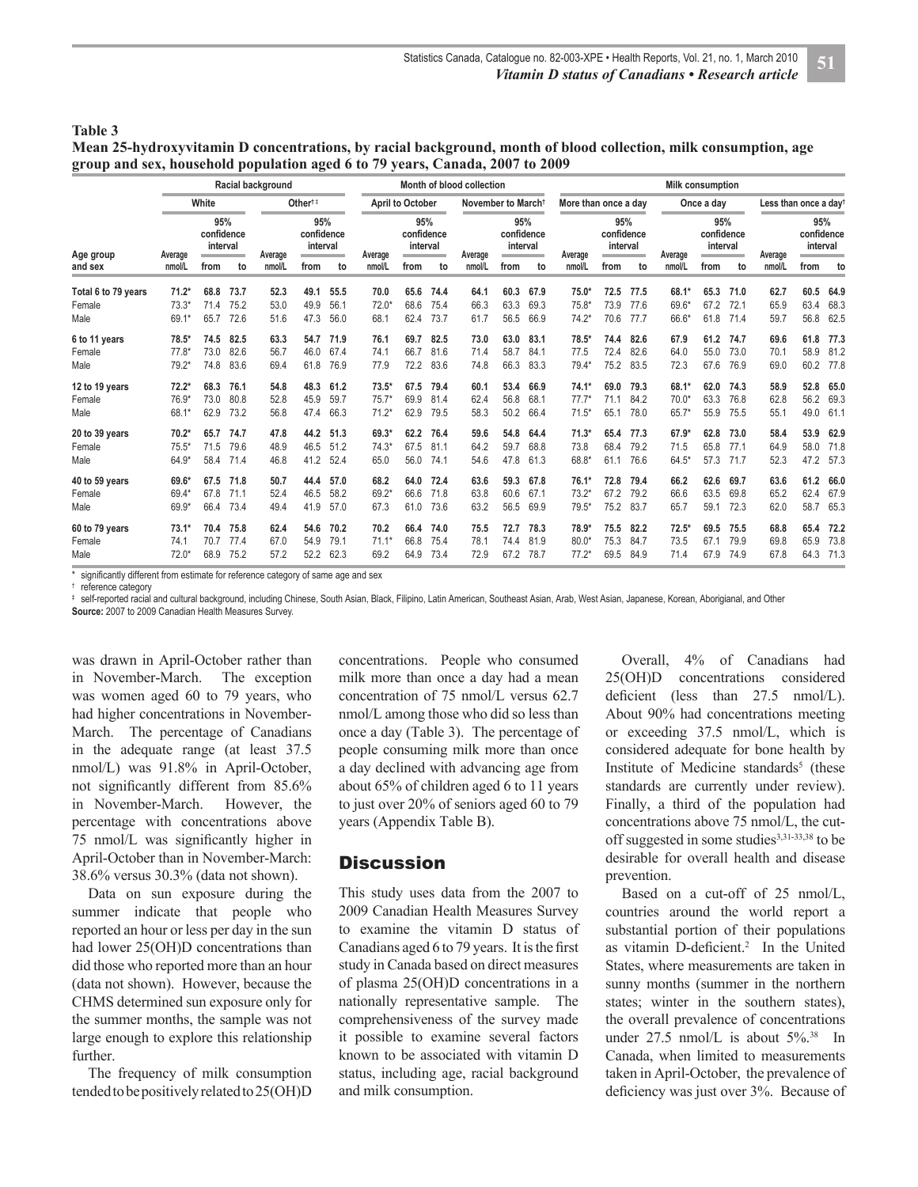**Table 3**
**Mean 25-hydroxyvitamin D concentrations, by racial background, month of blood collection, milk consumption, age group and sex, household population aged 6 to 79 years, Canada, 2007 to 2009**

| Age group and sex | Racial background | | | | | | Month of blood collection | | | | | | Milk consumption | | | | | | | | |
|---|---|---|---|---|---|---|---|---|---|---|---|---|---|---|---|---|---|---|---|---|---|
| | White | | | Other†‡ | | | April to October | | | November to March† | | | More than once a day | | | Once a day | | | Less than once a day† | | |
| | Average nmol/L | 95% confidence interval from | to | Average nmol/L | 95% confidence interval from | to | Average nmol/L | 95% confidence interval from | to | Average nmol/L | 95% confidence interval from | to | Average nmol/L | 95% confidence interval from | to | Average nmol/L | 95% confidence interval from | to | Average nmol/L | 95% confidence interval from | to |
| **Total 6 to 79 years** | **71.2*** | **68.8** | **73.7** | **52.3** | **49.1** | **55.5** | **70.0** | **65.6** | **74.4** | **64.1** | **60.3** | **67.9** | **75.0*** | **72.5** | **77.5** | **68.1*** | **65.3** | **71.0** | **62.7** | **60.5** | **64.9** |
| Female | 73.3* | 71.4 | 75.2 | 53.0 | 49.9 | 56.1 | 72.0* | 68.6 | 75.4 | 66.3 | 63.3 | 69.3 | 75.8* | 73.9 | 77.6 | 69.6* | 67.2 | 72.1 | 65.9 | 63.4 | 68.3 |
| Male | 69.1* | 65.7 | 72.6 | 51.6 | 47.3 | 56.0 | 68.1 | 62.4 | 73.7 | 61.7 | 56.5 | 66.9 | 74.2* | 70.6 | 77.7 | 66.6* | 61.8 | 71.4 | 59.7 | 56.8 | 62.5 |
| **6 to 11 years** | **78.5*** | **74.5** | **82.5** | **63.3** | **54.7** | **71.9** | **76.1** | **69.7** | **82.5** | **73.0** | **63.0** | **83.1** | **78.5*** | **74.4** | **82.6** | **67.9** | **61.2** | **74.7** | **69.6** | **61.8** | **77.3** |
| Female | 77.8* | 73.0 | 82.6 | 56.7 | 46.0 | 67.4 | 74.1 | 66.7 | 81.6 | 71.4 | 58.7 | 84.1 | 77.5 | 72.4 | 82.6 | 64.0 | 55.0 | 73.0 | 70.1 | 58.9 | 81.2 |
| Male | 79.2* | 74.8 | 83.6 | 69.4 | 61.8 | 76.9 | 77.9 | 72.2 | 83.6 | 74.8 | 66.3 | 83.3 | 79.4* | 75.2 | 83.5 | 72.3 | 67.6 | 76.9 | 69.0 | 60.2 | 77.8 |
| **12 to 19 years** | **72.2*** | **68.3** | **76.1** | **54.8** | **48.3** | **61.2** | **73.5*** | **67.5** | **79.4** | **60.1** | **53.4** | **66.9** | **74.1*** | **69.0** | **79.3** | **68.1*** | **62.0** | **74.3** | **58.9** | **52.8** | **65.0** |
| Female | 76.9* | 73.0 | 80.8 | 52.8 | 45.9 | 59.7 | 75.7* | 69.9 | 81.4 | 62.4 | 56.8 | 68.1 | 77.7* | 71.1 | 84.2 | 70.0* | 63.3 | 76.8 | 62.8 | 56.2 | 69.3 |
| Male | 68.1* | 62.9 | 73.2 | 56.8 | 47.4 | 66.3 | 71.2* | 62.9 | 79.5 | 58.3 | 50.2 | 66.4 | 71.5* | 65.1 | 78.0 | 65.7* | 55.9 | 75.5 | 55.1 | 49.0 | 61.1 |
| **20 to 39 years** | **70.2*** | **65.7** | **74.7** | **47.8** | **44.2** | **51.3** | **69.3*** | **62.2** | **76.4** | **59.6** | **54.8** | **64.4** | **71.3*** | **65.4** | **77.3** | **67.9*** | **62.8** | **73.0** | **58.4** | **53.9** | **62.9** |
| Female | 75.5* | 71.5 | 79.6 | 48.9 | 46.5 | 51.2 | 74.3* | 67.5 | 81.1 | 64.2 | 59.7 | 68.8 | 73.8 | 68.4 | 79.2 | 71.5 | 65.8 | 77.1 | 64.9 | 58.0 | 71.8 |
| Male | 64.9* | 58.4 | 71.4 | 46.8 | 41.2 | 52.4 | 65.0 | 56.0 | 74.1 | 54.6 | 47.8 | 61.3 | 68.8* | 61.1 | 76.6 | 64.5* | 57.3 | 71.7 | 52.3 | 47.2 | 57.3 |
| **40 to 59 years** | **69.6*** | **67.5** | **71.8** | **50.7** | **44.4** | **57.0** | **68.2** | **64.0** | **72.4** | **63.6** | **59.3** | **67.8** | **76.1*** | **72.8** | **79.4** | **66.2** | **62.6** | **69.7** | **63.6** | **61.2** | **66.0** |
| Female | 69.4* | 67.8 | 71.1 | 52.4 | 46.5 | 58.2 | 69.2* | 66.6 | 71.8 | 63.8 | 60.6 | 67.1 | 73.2* | 67.2 | 79.2 | 66.6 | 63.5 | 69.8 | 65.2 | 62.4 | 67.9 |
| Male | 69.9* | 66.4 | 73.4 | 49.4 | 41.9 | 57.0 | 67.3 | 61.0 | 73.6 | 63.2 | 56.5 | 69.9 | 79.5* | 75.2 | 83.7 | 65.7 | 59.1 | 72.3 | 62.0 | 58.7 | 65.3 |
| **60 to 79 years** | **73.1*** | **70.4** | **75.8** | **62.4** | **54.6** | **70.2** | **70.2** | **66.4** | **74.0** | **75.5** | **72.7** | **78.3** | **78.9*** | **75.5** | **82.2** | **72.5*** | **69.5** | **75.5** | **68.8** | **65.4** | **72.2** |
| Female | 74.1 | 70.7 | 77.4 | 67.0 | 54.9 | 79.1 | 71.1* | 66.8 | 75.4 | 78.1 | 74.4 | 81.9 | 80.0* | 75.3 | 84.7 | 73.5 | 67.1 | 79.9 | 69.8 | 65.9 | 73.8 |
| Male | 72.0* | 68.9 | 75.2 | 57.2 | 52.2 | 62.3 | 69.2 | 64.9 | 73.4 | 72.9 | 67.2 | 78.7 | 77.2* | 69.5 | 84.9 | 71.4 | 67.9 | 74.9 | 67.8 | 64.3 | 71.3 |

\* significantly different from estimate for reference category of same age and sex
† reference category
‡ self-reported racial and cultural background, including Chinese, South Asian, Black, Filipino, Latin American, Southeast Asian, Arab, West Asian, Japanese, Korean, Aboriginal, and Other
**Source:** 2007 to 2009 Canadian Health Measures Survey.

was drawn in April-October rather than in November-March. The exception was women aged 60 to 79 years, who had higher concentrations in November-March. The percentage of Canadians in the adequate range (at least 37.5 nmol/L) was 91.8% in April-October, not significantly different from 85.6% in November-March. However, the percentage with concentrations above 75 nmol/L was significantly higher in April-October than in November-March: 38.6% versus 30.3% (data not shown).

Data on sun exposure during the summer indicate that people who reported an hour or less per day in the sun had lower 25(OH)D concentrations than did those who reported more than an hour (data not shown). However, because the CHMS determined sun exposure only for the summer months, the sample was not large enough to explore this relationship further.

The frequency of milk consumption tended to be positively related to 25(OH)D concentrations. People who consumed milk more than once a day had a mean concentration of 75 nmol/L versus 62.7 nmol/L among those who did so less than once a day (Table 3). The percentage of people consuming milk more than once a day declined with advancing age from about 65% of children aged 6 to 11 years to just over 20% of seniors aged 60 to 79 years (Appendix Table B).

## Discussion

This study uses data from the 2007 to 2009 Canadian Health Measures Survey to examine the vitamin D status of Canadians aged 6 to 79 years. It is the first study in Canada based on direct measures of plasma 25(OH)D concentrations in a nationally representative sample. The comprehensiveness of the survey made it possible to examine several factors known to be associated with vitamin D status, including age, racial background and milk consumption.

Overall, 4% of Canadians had 25(OH)D concentrations considered deficient (less than 27.5 nmol/L). About 90% had concentrations meeting or exceeding 37.5 nmol/L, which is considered adequate for bone health by Institute of Medicine standards[5] (these standards are currently under review). Finally, a third of the population had concentrations above 75 nmol/L, the cut-off suggested in some studies[3,31-33,38] to be desirable for overall health and disease prevention.

Based on a cut-off of 25 nmol/L, countries around the world report a substantial portion of their populations as vitamin D-deficient.[2] In the United States, where measurements are taken in sunny months (summer in the northern states; winter in the southern states), the overall prevalence of concentrations under 27.5 nmol/L is about 5%.[38] In Canada, when limited to measurements taken in April-October, the prevalence of deficiency was just over 3%. Because of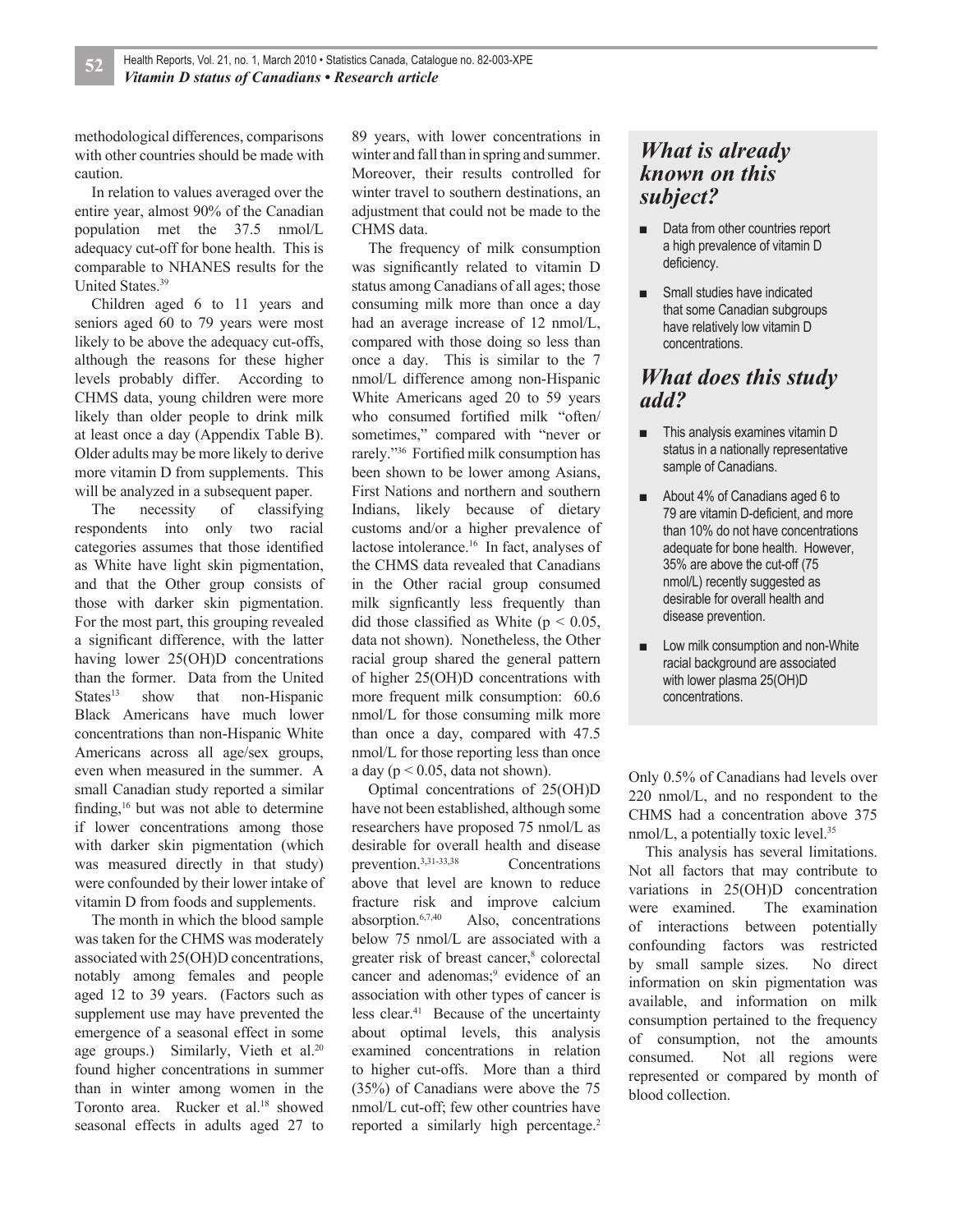methodological differences, comparisons with other countries should be made with caution.

In relation to values averaged over the entire year, almost 90% of the Canadian population met the 37.5 nmol/L adequacy cut-off for bone health. This is comparable to NHANES results for the United States.[39]

Children aged 6 to 11 years and seniors aged 60 to 79 years were most likely to be above the adequacy cut-offs, although the reasons for these higher levels probably differ. According to CHMS data, young children were more likely than older people to drink milk at least once a day (Appendix Table B). Older adults may be more likely to derive more vitamin D from supplements. This will be analyzed in a subsequent paper.

The necessity of classifying respondents into only two racial categories assumes that those identified as White have light skin pigmentation, and that the Other group consists of those with darker skin pigmentation. For the most part, this grouping revealed a significant difference, with the latter having lower 25(OH)D concentrations than the former. Data from the United States[13] show that non-Hispanic Black Americans have much lower concentrations than non-Hispanic White Americans across all age/sex groups, even when measured in the summer. A small Canadian study reported a similar finding,[16] but was not able to determine if lower concentrations among those with darker skin pigmentation (which was measured directly in that study) were confounded by their lower intake of vitamin D from foods and supplements.

The month in which the blood sample was taken for the CHMS was moderately associated with 25(OH)D concentrations, notably among females and people aged 12 to 39 years. (Factors such as supplement use may have prevented the emergence of a seasonal effect in some age groups.) Similarly, Vieth et al.[20] found higher concentrations in summer than in winter among women in the Toronto area. Rucker et al.[18] showed seasonal effects in adults aged 27 to 89 years, with lower concentrations in winter and fall than in spring and summer. Moreover, their results controlled for winter travel to southern destinations, an adjustment that could not be made to the CHMS data.

The frequency of milk consumption was significantly related to vitamin D status among Canadians of all ages; those consuming milk more than once a day had an average increase of 12 nmol/L, compared with those doing so less than once a day. This is similar to the 7 nmol/L difference among non-Hispanic White Americans aged 20 to 59 years who consumed fortified milk "often/sometimes," compared with "never or rarely."[36] Fortified milk consumption has been shown to be lower among Asians, First Nations and northern and southern Indians, likely because of dietary customs and/or a higher prevalence of lactose intolerance.[16] In fact, analyses of the CHMS data revealed that Canadians in the Other racial group consumed milk signficantly less frequently than did those classified as White ($p < 0.05$, data not shown). Nonetheless, the Other racial group shared the general pattern of higher 25(OH)D concentrations with more frequent milk consumption: 60.6 nmol/L for those consuming milk more than once a day, compared with 47.5 nmol/L for those reporting less than once a day ($p < 0.05$, data not shown).

Optimal concentrations of 25(OH)D have not been established, although some researchers have proposed 75 nmol/L as desirable for overall health and disease prevention.[3,31-33,38] Concentrations above that level are known to reduce fracture risk and improve calcium absorption.[6,7,40] Also, concentrations below 75 nmol/L are associated with a greater risk of breast cancer,[8] colorectal cancer and adenomas;[9] evidence of an association with other types of cancer is less clear.[41] Because of the uncertainty about optimal levels, this analysis examined concentrations in relation to higher cut-offs. More than a third (35%) of Canadians were above the 75 nmol/L cut-off; few other countries have reported a similarly high percentage.[2] Only 0.5% of Canadians had levels over 220 nmol/L, and no respondent to the CHMS had a concentration above 375 nmol/L, a potentially toxic level.[35]

This analysis has several limitations. Not all factors that may contribute to variations in 25(OH)D concentration were examined. The examination of interactions between potentially confounding factors was restricted by small sample sizes. No direct information on skin pigmentation was available, and information on milk consumption pertained to the frequency of consumption, not the amounts consumed. Not all regions were represented or compared by month of blood collection.

## *What is already known on this subject?*

- Data from other countries report a high prevalence of vitamin D deficiency.
- Small studies have indicated that some Canadian subgroups have relatively low vitamin D concentrations.

## *What does this study add?*

- This analysis examines vitamin D status in a nationally representative sample of Canadians.
- About 4% of Canadians aged 6 to 79 are vitamin D-deficient, and more than 10% do not have concentrations adequate for bone health. However, 35% are above the cut-off (75 nmol/L) recently suggested as desirable for overall health and disease prevention.
- Low milk consumption and non-White racial background are associated with lower plasma 25(OH)D concentrations.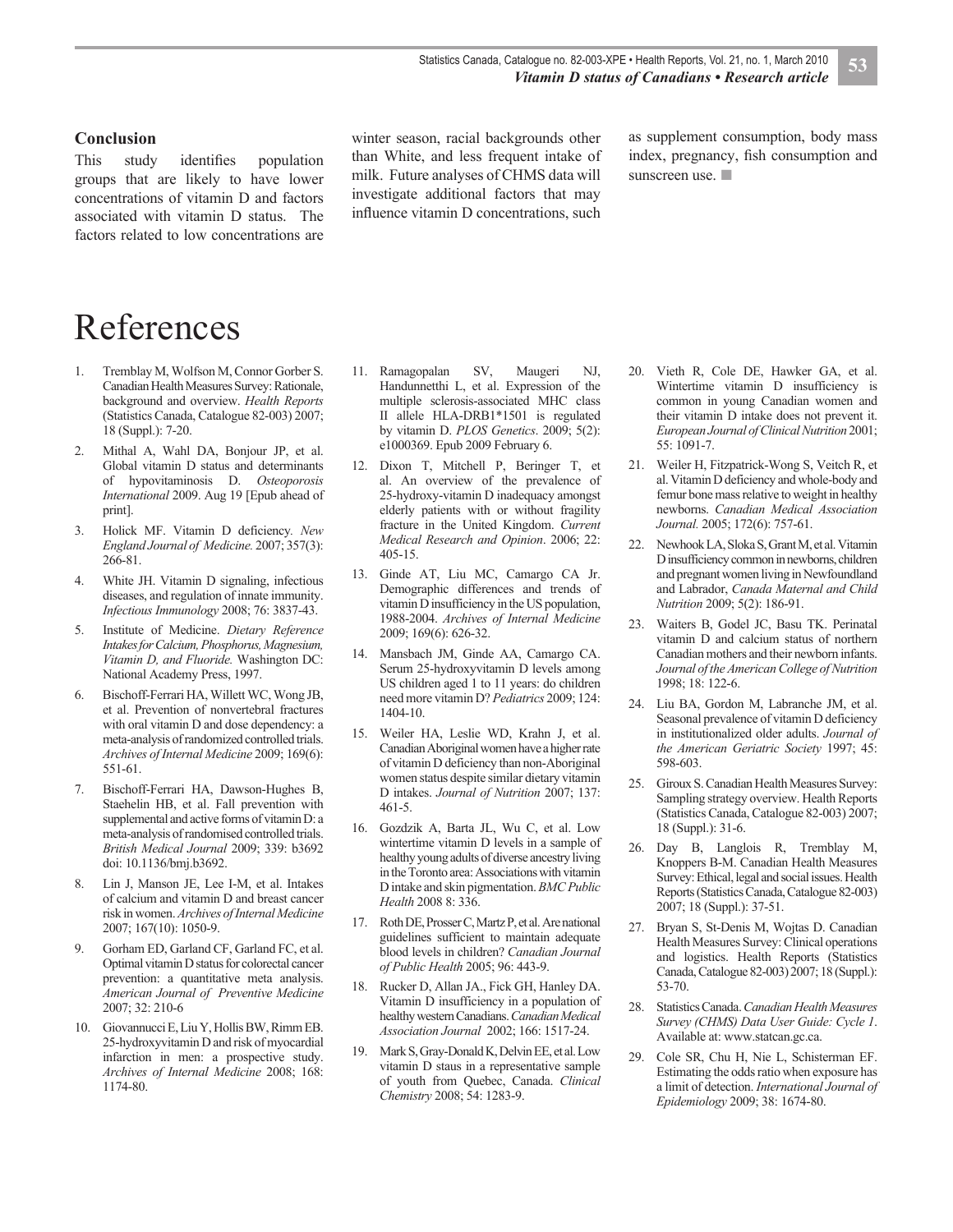## Conclusion

This study identifies population groups that are likely to have lower concentrations of vitamin D and factors associated with vitamin D status. The factors related to low concentrations are winter season, racial backgrounds other than White, and less frequent intake of milk. Future analyses of CHMS data will investigate additional factors that may influence vitamin D concentrations, such as supplement consumption, body mass index, pregnancy, fish consumption and sunscreen use. ■

# References

1. Tremblay M, Wolfson M, Connor Gorber S. Canadian Health Measures Survey: Rationale, background and overview. *Health Reports* (Statistics Canada, Catalogue 82-003) 2007; 18 (Suppl.): 7-20.
2. Mithal A, Wahl DA, Bonjour JP, et al. Global vitamin D status and determinants of hypovitaminosis D. *Osteoporosis International* 2009. Aug 19 [Epub ahead of print].
3. Holick MF. Vitamin D deficiency. *New England Journal of Medicine.* 2007; 357(3): 266-81.
4. White JH. Vitamin D signaling, infectious diseases, and regulation of innate immunity. *Infectious Immunology* 2008; 76: 3837-43.
5. Institute of Medicine. *Dietary Reference Intakes for Calcium, Phosphorus, Magnesium, Vitamin D, and Fluoride.* Washington DC: National Academy Press, 1997.
6. Bischoff-Ferrari HA, Willett WC, Wong JB, et al. Prevention of nonvertebral fractures with oral vitamin D and dose dependency: a meta-analysis of randomized controlled trials. *Archives of Internal Medicine* 2009; 169(6): 551-61.
7. Bischoff-Ferrari HA, Dawson-Hughes B, Staehelin HB, et al. Fall prevention with supplemental and active forms of vitamin D: a meta-analysis of randomised controlled trials. *British Medical Journal* 2009; 339: b3692 doi: 10.1136/bmj.b3692.
8. Lin J, Manson JE, Lee I-M, et al. Intakes of calcium and vitamin D and breast cancer risk in women. *Archives of Internal Medicine* 2007; 167(10): 1050-9.
9. Gorham ED, Garland CF, Garland FC, et al. Optimal vitamin D status for colorectal cancer prevention: a quantitative meta analysis. *American Journal of Preventive Medicine* 2007; 32: 210-6
10. Giovannucci E, Liu Y, Hollis BW, Rimm EB. 25-hydroxyvitamin D and risk of myocardial infarction in men: a prospective study. *Archives of Internal Medicine* 2008; 168: 1174-80.
11. Ramagopalan SV, Maugeri NJ, Handunnetthi L, et al. Expression of the multiple sclerosis-associated MHC class II allele HLA-DRB1*1501 is regulated by vitamin D. *PLOS Genetics*. 2009; 5(2): e1000369. Epub 2009 February 6.
12. Dixon T, Mitchell P, Beringer T, et al. An overview of the prevalence of 25-hydroxy-vitamin D inadequacy amongst elderly patients with or without fragility fracture in the United Kingdom. *Current Medical Research and Opinion*. 2006; 22: 405-15.
13. Ginde AT, Liu MC, Camargo CA Jr. Demographic differences and trends of vitamin D insufficiency in the US population, 1988-2004. *Archives of Internal Medicine* 2009; 169(6): 626-32.
14. Mansbach JM, Ginde AA, Camargo CA. Serum 25-hydroxyvitamin D levels among US children aged 1 to 11 years: do children need more vitamin D? *Pediatrics* 2009; 124: 1404-10.
15. Weiler HA, Leslie WD, Krahn J, et al. Canadian Aboriginal women have a higher rate of vitamin D deficiency than non-Aboriginal women status despite similar dietary vitamin D intakes. *Journal of Nutrition* 2007; 137: 461-5.
16. Gozdzik A, Barta JL, Wu C, et al. Low wintertime vitamin D levels in a sample of healthy young adults of diverse ancestry living in the Toronto area: Associations with vitamin D intake and skin pigmentation. *BMC Public Health* 2008 8: 336.
17. Roth DE, Prosser C, Martz P, et al. Are national guidelines sufficient to maintain adequate blood levels in children? *Canadian Journal of Public Health* 2005; 96: 443-9.
18. Rucker D, Allan JA., Fick GH, Hanley DA. Vitamin D insufficiency in a population of healthy western Canadians. *Canadian Medical Association Journal* 2002; 166: 1517-24.
19. Mark S, Gray-Donald K, Delvin EE, et al. Low vitamin D staus in a representative sample of youth from Quebec, Canada. *Clinical Chemistry* 2008; 54: 1283-9.
20. Vieth R, Cole DE, Hawker GA, et al. Wintertime vitamin D insufficiency is common in young Canadian women and their vitamin D intake does not prevent it. *European Journal of Clinical Nutrition* 2001; 55: 1091-7.
21. Weiler H, Fitzpatrick-Wong S, Veitch R, et al. Vitamin D deficiency and whole-body and femur bone mass relative to weight in healthy newborns. *Canadian Medical Association Journal.* 2005; 172(6): 757-61.
22. Newhook LA, Sloka S, Grant M, et al. Vitamin D insufficiency common in newborns, children and pregnant women living in Newfoundland and Labrador, *Canada Maternal and Child Nutrition* 2009; 5(2): 186-91.
23. Waiters B, Godel JC, Basu TK. Perinatal vitamin D and calcium status of northern Canadian mothers and their newborn infants. *Journal of the American College of Nutrition* 1998; 18: 122-6.
24. Liu BA, Gordon M, Labranche JM, et al. Seasonal prevalence of vitamin D deficiency in institutionalized older adults. *Journal of the American Geriatric Society* 1997; 45: 598-603.
25. Giroux S. Canadian Health Measures Survey: Sampling strategy overview. Health Reports (Statistics Canada, Catalogue 82-003) 2007; 18 (Suppl.): 31-6.
26. Day B, Langlois R, Tremblay M, Knoppers B-M. Canadian Health Measures Survey: Ethical, legal and social issues. Health Reports (Statistics Canada, Catalogue 82-003) 2007; 18 (Suppl.): 37-51.
27. Bryan S, St-Denis M, Wojtas D. Canadian Health Measures Survey: Clinical operations and logistics. Health Reports (Statistics Canada, Catalogue 82-003) 2007; 18 (Suppl.): 53-70.
28. Statistics Canada. *Canadian Health Measures Survey (CHMS) Data User Guide: Cycle 1*. Available at: www.statcan.gc.ca.
29. Cole SR, Chu H, Nie L, Schisterman EF. Estimating the odds ratio when exposure has a limit of detection. *International Journal of Epidemiology* 2009; 38: 1674-80.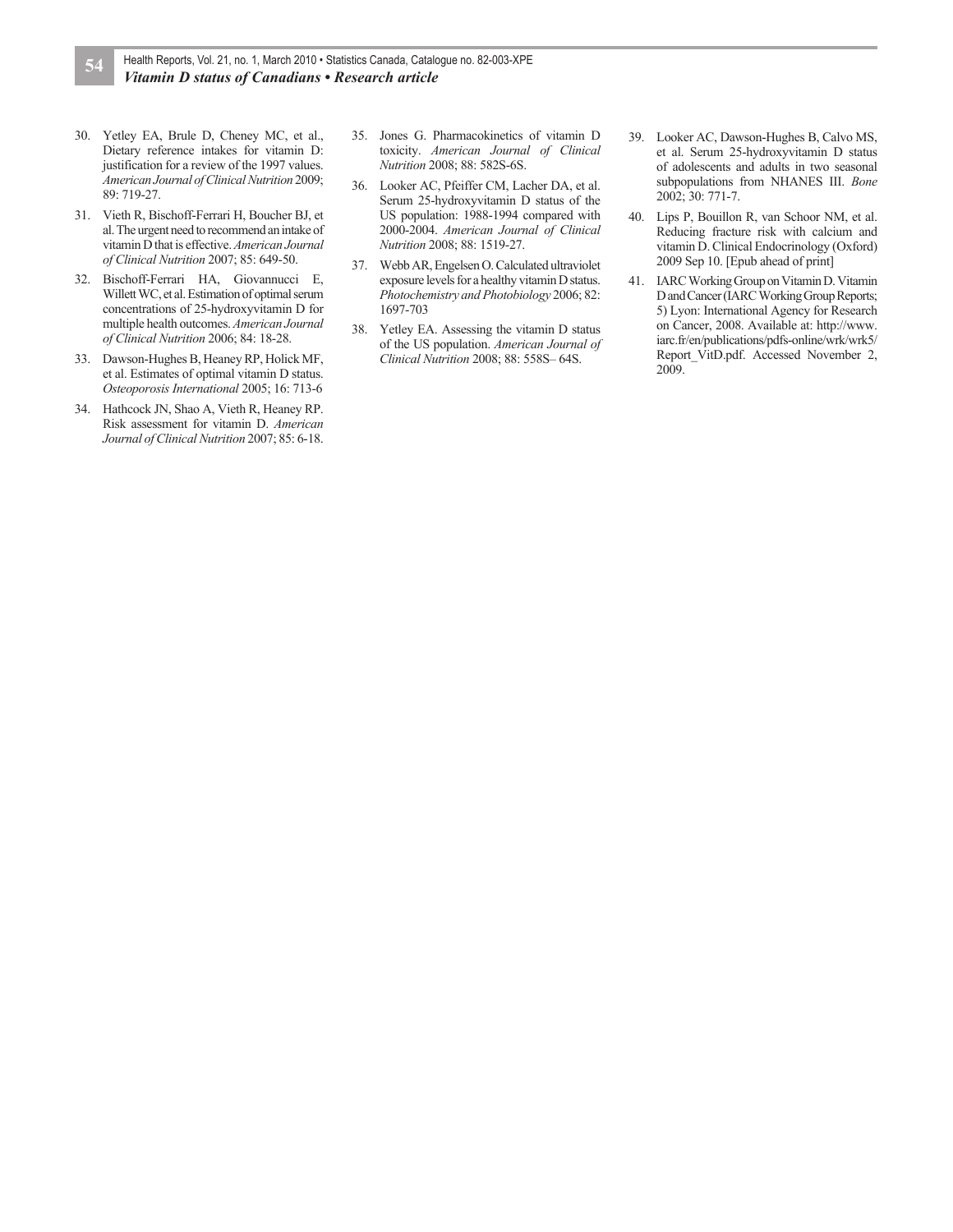30. Yetley EA, Brule D, Cheney MC, et al., Dietary reference intakes for vitamin D: justification for a review of the 1997 values. *American Journal of Clinical Nutrition* 2009; 89: 719-27.

31. Vieth R, Bischoff-Ferrari H, Boucher BJ, et al. The urgent need to recommend an intake of vitamin D that is effective. *American Journal of Clinical Nutrition* 2007; 85: 649-50.

32. Bischoff-Ferrari HA, Giovannucci E, Willett WC, et al. Estimation of optimal serum concentrations of 25-hydroxyvitamin D for multiple health outcomes. *American Journal of Clinical Nutrition* 2006; 84: 18-28.

33. Dawson-Hughes B, Heaney RP, Holick MF, et al. Estimates of optimal vitamin D status. *Osteoporosis International* 2005; 16: 713-6

34. Hathcock JN, Shao A, Vieth R, Heaney RP. Risk assessment for vitamin D. *American Journal of Clinical Nutrition* 2007; 85: 6-18.

35. Jones G. Pharmacokinetics of vitamin D toxicity. *American Journal of Clinical Nutrition* 2008; 88: 582S-6S.

36. Looker AC, Pfeiffer CM, Lacher DA, et al. Serum 25-hydroxyvitamin D status of the US population: 1988-1994 compared with 2000-2004. *American Journal of Clinical Nutrition* 2008; 88: 1519-27.

37. Webb AR, Engelsen O. Calculated ultraviolet exposure levels for a healthy vitamin D status. *Photochemistry and Photobiology* 2006; 82: 1697-703

38. Yetley EA. Assessing the vitamin D status of the US population. *American Journal of Clinical Nutrition* 2008; 88: 558S– 64S.

39. Looker AC, Dawson-Hughes B, Calvo MS, et al. Serum 25-hydroxyvitamin D status of adolescents and adults in two seasonal subpopulations from NHANES III. *Bone* 2002; 30: 771-7.

40. Lips P, Bouillon R, van Schoor NM, et al. Reducing fracture risk with calcium and vitamin D. Clinical Endocrinology (Oxford) 2009 Sep 10. [Epub ahead of print]

41. IARC Working Group on Vitamin D. Vitamin D and Cancer (IARC Working Group Reports; 5) Lyon: International Agency for Research on Cancer, 2008. Available at: http://www.iarc.fr/en/publications/pdfs-online/wrk/wrk5/Report_VitD.pdf. Accessed November 2, 2009.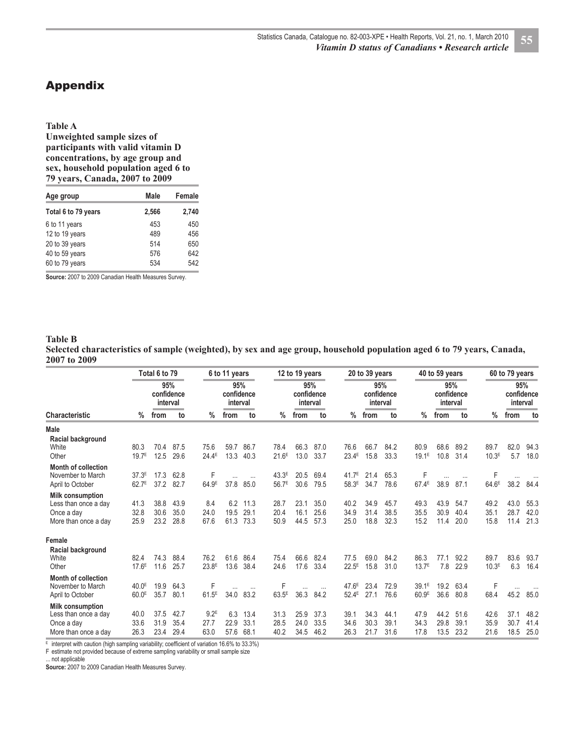# Appendix

**Table A**
**Unweighted sample sizes of participants with valid vitamin D concentrations, by age group and sex, household population aged 6 to 79 years, Canada, 2007 to 2009**

| Age group | Male | Female |
|---|---|---|
| **Total 6 to 79 years** | **2,566** | **2,740** |
| 6 to 11 years | 453 | 450 |
| 12 to 19 years | 489 | 456 |
| 20 to 39 years | 514 | 650 |
| 40 to 59 years | 576 | 642 |
| 60 to 79 years | 534 | 542 |

**Source:** 2007 to 2009 Canadian Health Measures Survey.

**Table B**
**Selected characteristics of sample (weighted), by sex and age group, household population aged 6 to 79 years, Canada, 2007 to 2009**

| | Total 6 to 79 | | | 6 to 11 years | | | 12 to 19 years | | | 20 to 39 years | | | 40 to 59 years | | | 60 to 79 years | | |
|---|---|---|---|---|---|---|---|---|---|---|---|---|---|---|---|---|---|---|
| | | 95% confidence interval | | | 95% confidence interval | | | 95% confidence interval | | | 95% confidence interval | | | 95% confidence interval | | | 95% confidence interval | |
| **Characteristic** | % | from | to | % | from | to | % | from | to | % | from | to | % | from | to | % | from | to |
| **Male** | | | | | | | | | | | | | | | | | | |
| **Racial background** | | | | | | | | | | | | | | | | | | |
| White | 80.3 | 70.4 | 87.5 | 75.6 | 59.7 | 86.7 | 78.4 | 66.3 | 87.0 | 76.6 | 66.7 | 84.2 | 80.9 | 68.6 | 89.2 | 89.7 | 82.0 | 94.3 |
| Other | 19.7[E] | 12.5 | 29.6 | 24.4[E] | 13.3 | 40.3 | 21.6[E] | 13.0 | 33.7 | 23.4[E] | 15.8 | 33.3 | 19.1[E] | 10.8 | 31.4 | 10.3[E] | 5.7 | 18.0 |
| **Month of collection** | | | | | | | | | | | | | | | | | | |
| November to March | 37.3[E] | 17.3 | 62.8 | F | ... | ... | 43.3[E] | 20.5 | 69.4 | 41.7[E] | 21.4 | 65.3 | F | ... | ... | F | ... | ... |
| April to October | 62.7[E] | 37.2 | 82.7 | 64.9[E] | 37.8 | 85.0 | 56.7[E] | 30.6 | 79.5 | 58.3[E] | 34.7 | 78.6 | 67.4[E] | 38.9 | 87.1 | 64.6[E] | 38.2 | 84.4 |
| **Milk consumption** | | | | | | | | | | | | | | | | | | |
| Less than once a day | 41.3 | 38.8 | 43.9 | 8.4 | 6.2 | 11.3 | 28.7 | 23.1 | 35.0 | 40.2 | 34.9 | 45.7 | 49.3 | 43.9 | 54.7 | 49.2 | 43.0 | 55.3 |
| Once a day | 32.8 | 30.6 | 35.0 | 24.0 | 19.5 | 29.1 | 20.4 | 16.1 | 25.6 | 34.9 | 31.4 | 38.5 | 35.5 | 30.9 | 40.4 | 35.1 | 28.7 | 42.0 |
| More than once a day | 25.9 | 23.2 | 28.8 | 67.6 | 61.3 | 73.3 | 50.9 | 44.5 | 57.3 | 25.0 | 18.8 | 32.3 | 15.2 | 11.4 | 20.0 | 15.8 | 11.4 | 21.3 |
| **Female** | | | | | | | | | | | | | | | | | | |
| **Racial background** | | | | | | | | | | | | | | | | | | |
| White | 82.4 | 74.3 | 88.4 | 76.2 | 61.6 | 86.4 | 75.4 | 66.6 | 82.4 | 77.5 | 69.0 | 84.2 | 86.3 | 77.1 | 92.2 | 89.7 | 83.6 | 93.7 |
| Other | 17.6[E] | 11.6 | 25.7 | 23.8[E] | 13.6 | 38.4 | 24.6 | 17.6 | 33.4 | 22.5[E] | 15.8 | 31.0 | 13.7[E] | 7.8 | 22.9 | 10.3[E] | 6.3 | 16.4 |
| **Month of collection** | | | | | | | | | | | | | | | | | | |
| November to March | 40.0[E] | 19.9 | 64.3 | F | ... | ... | F | ... | ... | 47.6[E] | 23.4 | 72.9 | 39.1[E] | 19.2 | 63.4 | F | ... | ... |
| April to October | 60.0[E] | 35.7 | 80.1 | 61.5[E] | 34.0 | 83.2 | 63.5[E] | 36.3 | 84.2 | 52.4[E] | 27.1 | 76.6 | 60.9[E] | 36.6 | 80.8 | 68.4 | 45.2 | 85.0 |
| **Milk consumption** | | | | | | | | | | | | | | | | | | |
| Less than once a day | 40.0 | 37.5 | 42.7 | 9.2[E] | 6.3 | 13.4 | 31.3 | 25.9 | 37.3 | 39.1 | 34.3 | 44.1 | 47.9 | 44.2 | 51.6 | 42.6 | 37.1 | 48.2 |
| Once a day | 33.6 | 31.9 | 35.4 | 27.7 | 22.9 | 33.1 | 28.5 | 24.0 | 33.5 | 34.6 | 30.3 | 39.1 | 34.3 | 29.8 | 39.1 | 35.9 | 30.7 | 41.4 |
| More than once a day | 26.3 | 23.4 | 29.4 | 63.0 | 57.6 | 68.1 | 40.2 | 34.5 | 46.2 | 26.3 | 21.7 | 31.6 | 17.8 | 13.5 | 23.2 | 21.6 | 18.5 | 25.0 |

[E] interpret with caution (high sampling variability; coefficient of variation 16.6% to 33.3%)
F estimate not provided because of extreme sampling variability or small sample size
... not applicable
**Source:** 2007 to 2009 Canadian Health Measures Survey.